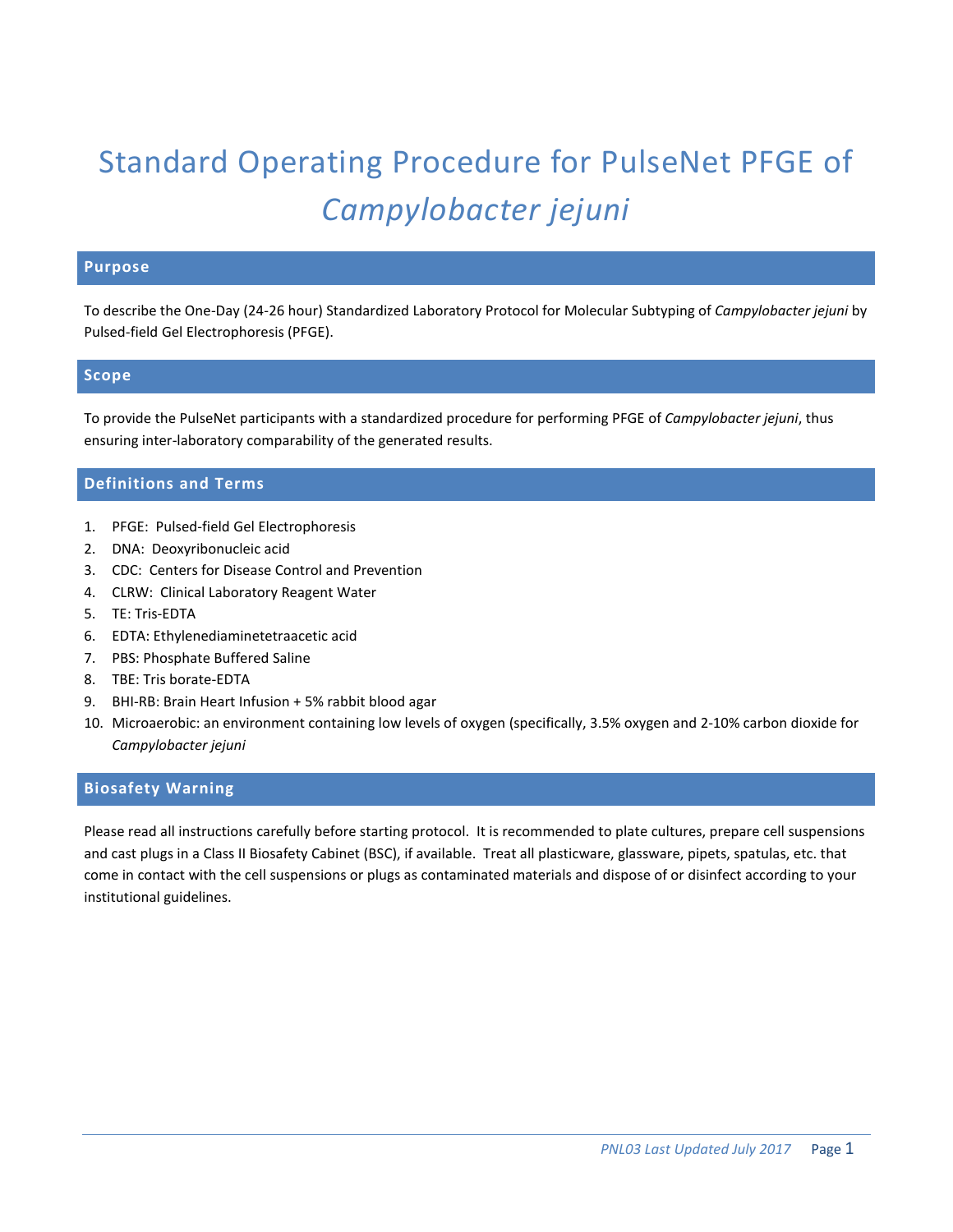# Standard Operating Procedure for PulseNet PFGE of *Campylobacter jejuni*

## Purpose

To describe the One-Day (24-26 hour) Standardized Laboratory Protocol for Molecular Subtyping of *Campylobacter jejuni* by Pulsed-field Gel Electrophoresis (PFGE).

## Scope

To provide the PulseNet participants with a standardized procedure for performing PFGE of *Campylobacter jejuni*, thus ensuring inter-laboratory comparability of the generated results.

## Definitions and Terms

1. PFGE: Pulsed-field Gel Electrophoresis
2. DNA: Deoxyribonucleic acid
3. CDC: Centers for Disease Control and Prevention
4. CLRW: Clinical Laboratory Reagent Water
5. TE: Tris-EDTA
6. EDTA: Ethylenediaminetetraacetic acid
7. PBS: Phosphate Buffered Saline
8. TBE: Tris borate-EDTA
9. BHI-RB: Brain Heart Infusion + 5% rabbit blood agar
10. Microaerobic: an environment containing low levels of oxygen (specifically, 3.5% oxygen and 2-10% carbon dioxide for *Campylobacter jejuni*

## Biosafety Warning

Please read all instructions carefully before starting protocol. It is recommended to plate cultures, prepare cell suspensions and cast plugs in a Class II Biosafety Cabinet (BSC), if available. Treat all plasticware, glassware, pipets, spatulas, etc. that come in contact with the cell suspensions or plugs as contaminated materials and dispose of or disinfect according to your institutional guidelines.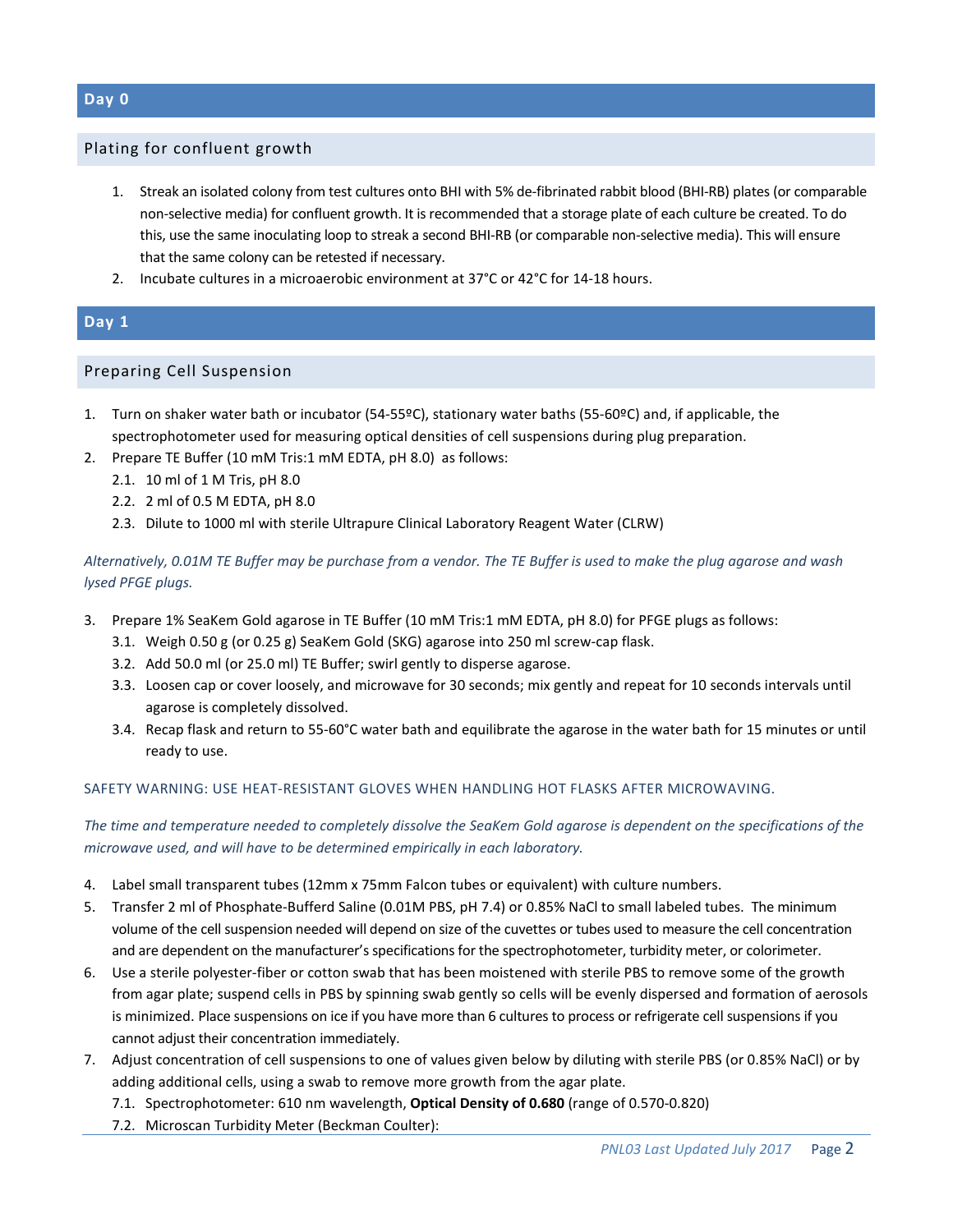## Day 0

### Plating for confluent growth

1. Streak an isolated colony from test cultures onto BHI with 5% de-fibrinated rabbit blood (BHI-RB) plates (or comparable non-selective media) for confluent growth. It is recommended that a storage plate of each culture be created. To do this, use the same inoculating loop to streak a second BHI-RB (or comparable non-selective media). This will ensure that the same colony can be retested if necessary.
2. Incubate cultures in a microaerobic environment at 37°C or 42°C for 14-18 hours.

## Day 1

### Preparing Cell Suspension

1. Turn on shaker water bath or incubator (54-55ºC), stationary water baths (55-60ºC) and, if applicable, the spectrophotometer used for measuring optical densities of cell suspensions during plug preparation.
2. Prepare TE Buffer (10 mM Tris:1 mM EDTA, pH 8.0) as follows:
   - 2.1. 10 ml of 1 M Tris, pH 8.0
   - 2.2. 2 ml of 0.5 M EDTA, pH 8.0
   - 2.3. Dilute to 1000 ml with sterile Ultrapure Clinical Laboratory Reagent Water (CLRW)

*Alternatively, 0.01M TE Buffer may be purchase from a vendor. The TE Buffer is used to make the plug agarose and wash lysed PFGE plugs.*

3. Prepare 1% SeaKem Gold agarose in TE Buffer (10 mM Tris:1 mM EDTA, pH 8.0) for PFGE plugs as follows:
   - 3.1. Weigh 0.50 g (or 0.25 g) SeaKem Gold (SKG) agarose into 250 ml screw-cap flask.
   - 3.2. Add 50.0 ml (or 25.0 ml) TE Buffer; swirl gently to disperse agarose.
   - 3.3. Loosen cap or cover loosely, and microwave for 30 seconds; mix gently and repeat for 10 seconds intervals until agarose is completely dissolved.
   - 3.4. Recap flask and return to 55-60°C water bath and equilibrate the agarose in the water bath for 15 minutes or until ready to use.

SAFETY WARNING: USE HEAT-RESISTANT GLOVES WHEN HANDLING HOT FLASKS AFTER MICROWAVING.

*The time and temperature needed to completely dissolve the SeaKem Gold agarose is dependent on the specifications of the microwave used, and will have to be determined empirically in each laboratory.*

4. Label small transparent tubes (12mm x 75mm Falcon tubes or equivalent) with culture numbers.
5. Transfer 2 ml of Phosphate-Bufferd Saline (0.01M PBS, pH 7.4) or 0.85% NaCl to small labeled tubes. The minimum volume of the cell suspension needed will depend on size of the cuvettes or tubes used to measure the cell concentration and are dependent on the manufacturer's specifications for the spectrophotometer, turbidity meter, or colorimeter.
6. Use a sterile polyester-fiber or cotton swab that has been moistened with sterile PBS to remove some of the growth from agar plate; suspend cells in PBS by spinning swab gently so cells will be evenly dispersed and formation of aerosols is minimized. Place suspensions on ice if you have more than 6 cultures to process or refrigerate cell suspensions if you cannot adjust their concentration immediately.
7. Adjust concentration of cell suspensions to one of values given below by diluting with sterile PBS (or 0.85% NaCl) or by adding additional cells, using a swab to remove more growth from the agar plate.
   - 7.1. Spectrophotometer: 610 nm wavelength, **Optical Density of 0.680** (range of 0.570-0.820)
   - 7.2. Microscan Turbidity Meter (Beckman Coulter):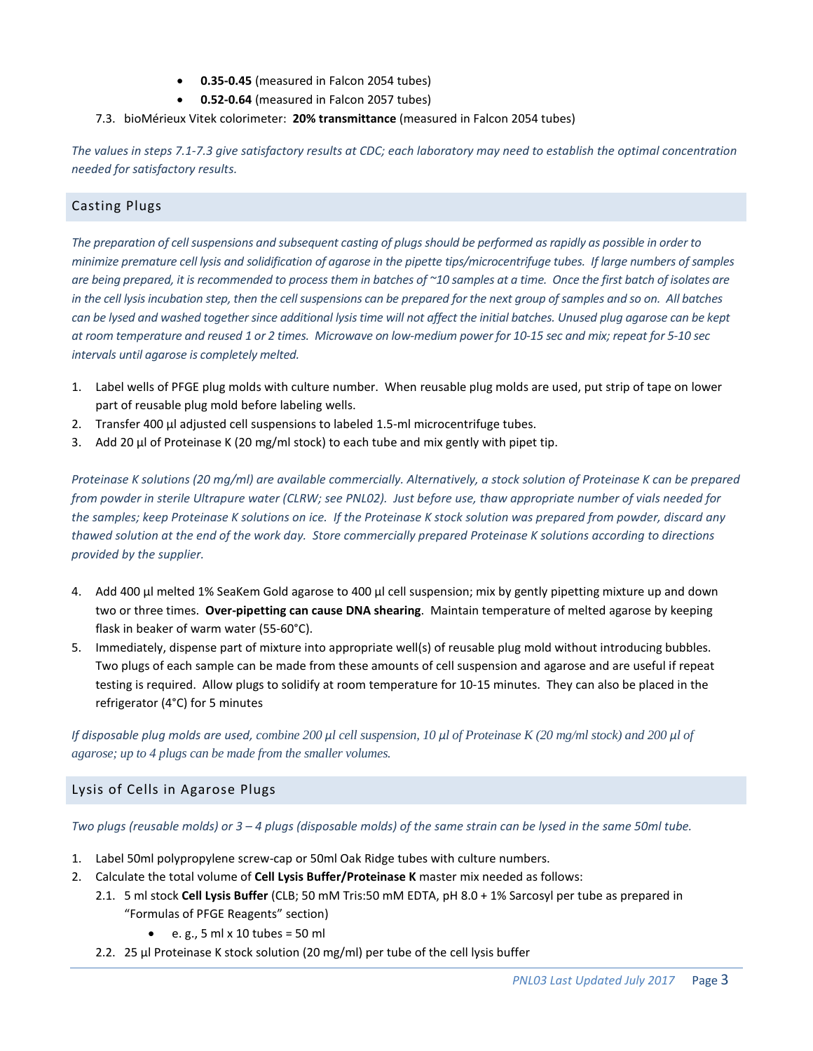- **0.35-0.45** (measured in Falcon 2054 tubes)
- **0.52-0.64** (measured in Falcon 2057 tubes)

7.3. bioMérieux Vitek colorimeter: **20% transmittance** (measured in Falcon 2054 tubes)

*The values in steps 7.1-7.3 give satisfactory results at CDC; each laboratory may need to establish the optimal concentration needed for satisfactory results.*

## Casting Plugs

*The preparation of cell suspensions and subsequent casting of plugs should be performed as rapidly as possible in order to minimize premature cell lysis and solidification of agarose in the pipette tips/microcentrifuge tubes. If large numbers of samples are being prepared, it is recommended to process them in batches of ~10 samples at a time. Once the first batch of isolates are in the cell lysis incubation step, then the cell suspensions can be prepared for the next group of samples and so on. All batches can be lysed and washed together since additional lysis time will not affect the initial batches. Unused plug agarose can be kept at room temperature and reused 1 or 2 times. Microwave on low-medium power for 10-15 sec and mix; repeat for 5-10 sec intervals until agarose is completely melted.*

1. Label wells of PFGE plug molds with culture number. When reusable plug molds are used, put strip of tape on lower part of reusable plug mold before labeling wells.
2. Transfer 400 µl adjusted cell suspensions to labeled 1.5-ml microcentrifuge tubes.
3. Add 20 µl of Proteinase K (20 mg/ml stock) to each tube and mix gently with pipet tip.

*Proteinase K solutions (20 mg/ml) are available commercially. Alternatively, a stock solution of Proteinase K can be prepared from powder in sterile Ultrapure water (CLRW; see PNL02). Just before use, thaw appropriate number of vials needed for the samples; keep Proteinase K solutions on ice. If the Proteinase K stock solution was prepared from powder, discard any thawed solution at the end of the work day. Store commercially prepared Proteinase K solutions according to directions provided by the supplier.*

4. Add 400 µl melted 1% SeaKem Gold agarose to 400 µl cell suspension; mix by gently pipetting mixture up and down two or three times. **Over-pipetting can cause DNA shearing**. Maintain temperature of melted agarose by keeping flask in beaker of warm water (55-60°C).
5. Immediately, dispense part of mixture into appropriate well(s) of reusable plug mold without introducing bubbles. Two plugs of each sample can be made from these amounts of cell suspension and agarose and are useful if repeat testing is required. Allow plugs to solidify at room temperature for 10-15 minutes. They can also be placed in the refrigerator (4°C) for 5 minutes

*If disposable plug molds are used, combine 200 µl cell suspension, 10 µl of Proteinase K (20 mg/ml stock) and 200 µl of agarose; up to 4 plugs can be made from the smaller volumes.*

## Lysis of Cells in Agarose Plugs

*Two plugs (reusable molds) or 3 – 4 plugs (disposable molds) of the same strain can be lysed in the same 50ml tube.*

1. Label 50ml polypropylene screw-cap or 50ml Oak Ridge tubes with culture numbers.
2. Calculate the total volume of **Cell Lysis Buffer/Proteinase K** master mix needed as follows:
   2.1. 5 ml stock **Cell Lysis Buffer** (CLB; 50 mM Tris:50 mM EDTA, pH 8.0 + 1% Sarcosyl per tube as prepared in "Formulas of PFGE Reagents" section)
   - e. g., 5 ml x 10 tubes = 50 ml

   2.2. 25 µl Proteinase K stock solution (20 mg/ml) per tube of the cell lysis buffer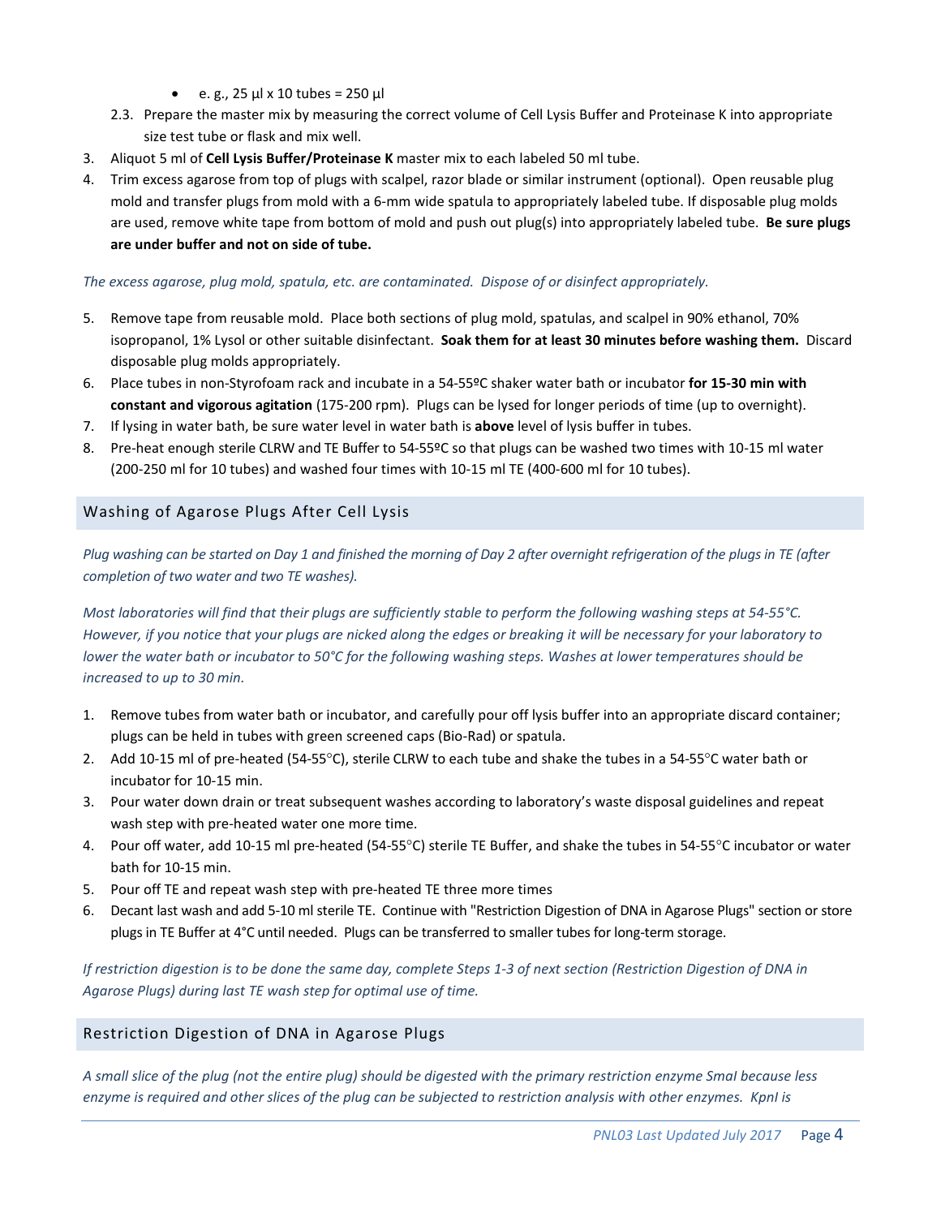- e. g., 25 µl x 10 tubes = 250 µl

2.3. Prepare the master mix by measuring the correct volume of Cell Lysis Buffer and Proteinase K into appropriate size test tube or flask and mix well.

3. Aliquot 5 ml of **Cell Lysis Buffer/Proteinase K** master mix to each labeled 50 ml tube.
4. Trim excess agarose from top of plugs with scalpel, razor blade or similar instrument (optional). Open reusable plug mold and transfer plugs from mold with a 6-mm wide spatula to appropriately labeled tube. If disposable plug molds are used, remove white tape from bottom of mold and push out plug(s) into appropriately labeled tube. **Be sure plugs are under buffer and not on side of tube.**

*The excess agarose, plug mold, spatula, etc. are contaminated. Dispose of or disinfect appropriately.*

5. Remove tape from reusable mold. Place both sections of plug mold, spatulas, and scalpel in 90% ethanol, 70% isopropanol, 1% Lysol or other suitable disinfectant. **Soak them for at least 30 minutes before washing them.** Discard disposable plug molds appropriately.
6. Place tubes in non-Styrofoam rack and incubate in a 54-55ºC shaker water bath or incubator **for 15-30 min with constant and vigorous agitation** (175-200 rpm). Plugs can be lysed for longer periods of time (up to overnight).
7. If lysing in water bath, be sure water level in water bath is **above** level of lysis buffer in tubes.
8. Pre-heat enough sterile CLRW and TE Buffer to 54-55ºC so that plugs can be washed two times with 10-15 ml water (200-250 ml for 10 tubes) and washed four times with 10-15 ml TE (400-600 ml for 10 tubes).

## Washing of Agarose Plugs After Cell Lysis

*Plug washing can be started on Day 1 and finished the morning of Day 2 after overnight refrigeration of the plugs in TE (after completion of two water and two TE washes).*

*Most laboratories will find that their plugs are sufficiently stable to perform the following washing steps at 54-55°C. However, if you notice that your plugs are nicked along the edges or breaking it will be necessary for your laboratory to lower the water bath or incubator to 50°C for the following washing steps. Washes at lower temperatures should be increased to up to 30 min.*

1. Remove tubes from water bath or incubator, and carefully pour off lysis buffer into an appropriate discard container; plugs can be held in tubes with green screened caps (Bio-Rad) or spatula.
2. Add 10-15 ml of pre-heated (54-55°C), sterile CLRW to each tube and shake the tubes in a 54-55°C water bath or incubator for 10-15 min.
3. Pour water down drain or treat subsequent washes according to laboratory's waste disposal guidelines and repeat wash step with pre-heated water one more time.
4. Pour off water, add 10-15 ml pre-heated (54-55°C) sterile TE Buffer, and shake the tubes in 54-55°C incubator or water bath for 10-15 min.
5. Pour off TE and repeat wash step with pre-heated TE three more times
6. Decant last wash and add 5-10 ml sterile TE. Continue with "Restriction Digestion of DNA in Agarose Plugs" section or store plugs in TE Buffer at 4°C until needed. Plugs can be transferred to smaller tubes for long-term storage.

*If restriction digestion is to be done the same day, complete Steps 1-3 of next section (Restriction Digestion of DNA in Agarose Plugs) during last TE wash step for optimal use of time.*

## Restriction Digestion of DNA in Agarose Plugs

*A small slice of the plug (not the entire plug) should be digested with the primary restriction enzyme SmaI because less enzyme is required and other slices of the plug can be subjected to restriction analysis with other enzymes. KpnI is*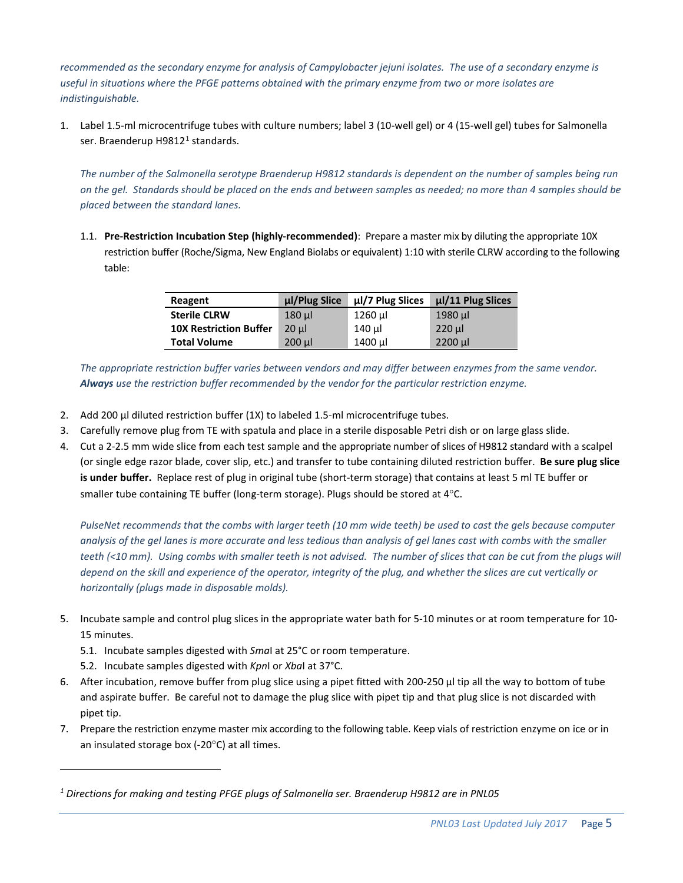*recommended as the secondary enzyme for analysis of Campylobacter jejuni isolates. The use of a secondary enzyme is useful in situations where the PFGE patterns obtained with the primary enzyme from two or more isolates are indistinguishable.*

1. Label 1.5-ml microcentrifuge tubes with culture numbers; label 3 (10-well gel) or 4 (15-well gel) tubes for Salmonella ser. Braenderup H9812[1] standards.

   *The number of the Salmonella serotype Braenderup H9812 standards is dependent on the number of samples being run on the gel. Standards should be placed on the ends and between samples as needed; no more than 4 samples should be placed between the standard lanes.*

   1.1. **Pre-Restriction Incubation Step (highly-recommended)**: Prepare a master mix by diluting the appropriate 10X restriction buffer (Roche/Sigma, New England Biolabs or equivalent) 1:10 with sterile CLRW according to the following table:

| Reagent | µl/Plug Slice | µl/7 Plug Slices | µl/11 Plug Slices |
|---|---|---|---|
| **Sterile CLRW** | 180 µl | 1260 µl | 1980 µl |
| **10X Restriction Buffer** | 20 µl | 140 µl | 220 µl |
| **Total Volume** | 200 µl | 1400 µl | 2200 µl |

   *The appropriate restriction buffer varies between vendors and may differ between enzymes from the same vendor.* ***Always*** *use the restriction buffer recommended by the vendor for the particular restriction enzyme.*

2. Add 200 µl diluted restriction buffer (1X) to labeled 1.5-ml microcentrifuge tubes.
3. Carefully remove plug from TE with spatula and place in a sterile disposable Petri dish or on large glass slide.
4. Cut a 2-2.5 mm wide slice from each test sample and the appropriate number of slices of H9812 standard with a scalpel (or single edge razor blade, cover slip, etc.) and transfer to tube containing diluted restriction buffer. **Be sure plug slice is under buffer.** Replace rest of plug in original tube (short-term storage) that contains at least 5 ml TE buffer or smaller tube containing TE buffer (long-term storage). Plugs should be stored at 4°C.

   *PulseNet recommends that the combs with larger teeth (10 mm wide teeth) be used to cast the gels because computer analysis of the gel lanes is more accurate and less tedious than analysis of gel lanes cast with combs with the smaller teeth (<10 mm). Using combs with smaller teeth is not advised. The number of slices that can be cut from the plugs will depend on the skill and experience of the operator, integrity of the plug, and whether the slices are cut vertically or horizontally (plugs made in disposable molds).*

5. Incubate sample and control plug slices in the appropriate water bath for 5-10 minutes or at room temperature for 10-15 minutes.
   5.1. Incubate samples digested with *Sma*I at 25°C or room temperature.
   5.2. Incubate samples digested with *Kpn*I or *Xba*I at 37°C.
6. After incubation, remove buffer from plug slice using a pipet fitted with 200-250 µl tip all the way to bottom of tube and aspirate buffer. Be careful not to damage the plug slice with pipet tip and that plug slice is not discarded with pipet tip.
7. Prepare the restriction enzyme master mix according to the following table. Keep vials of restriction enzyme on ice or in an insulated storage box (-20°C) at all times.

---

[1] *Directions for making and testing PFGE plugs of Salmonella ser. Braenderup H9812 are in PNL05*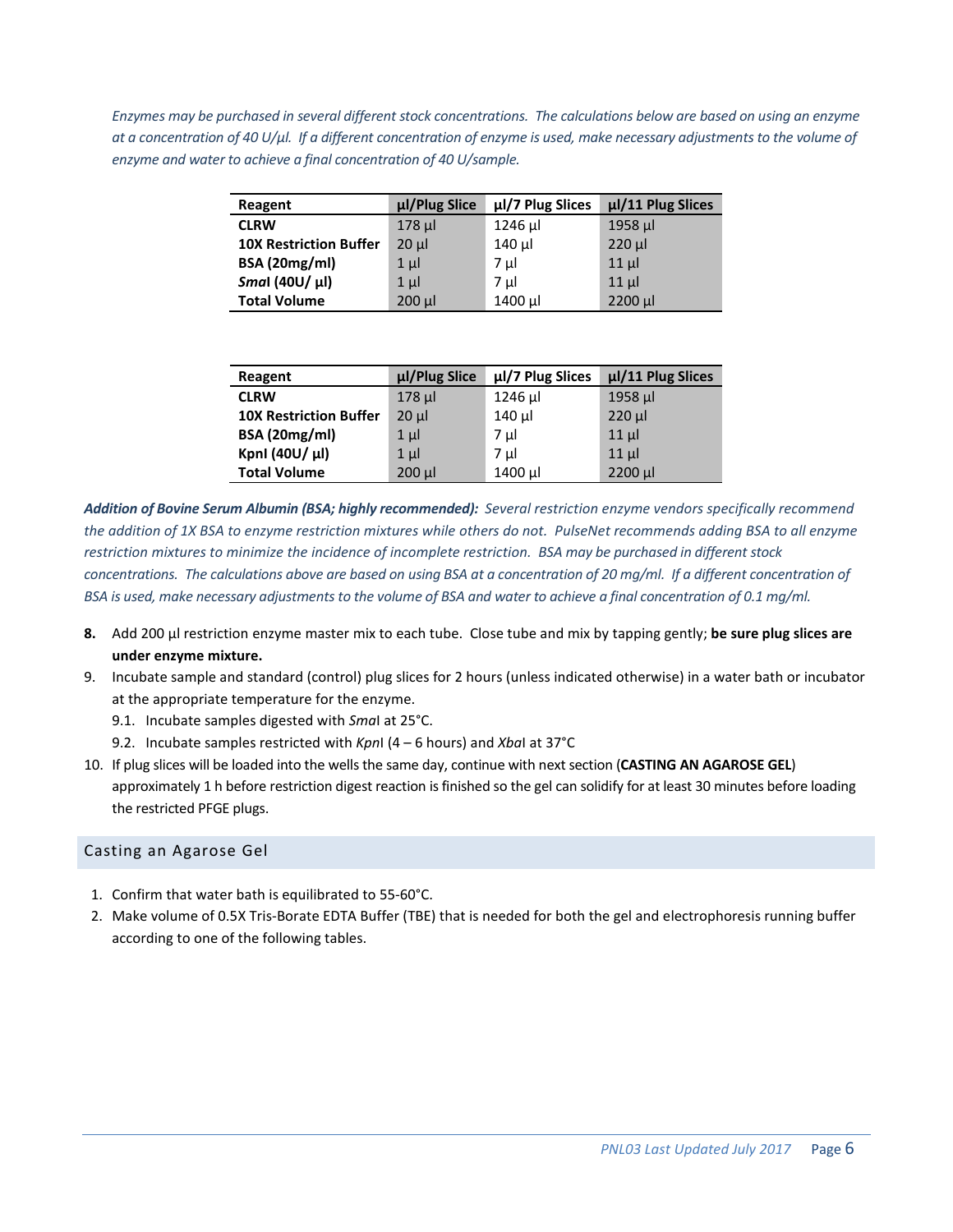*Enzymes may be purchased in several different stock concentrations. The calculations below are based on using an enzyme at a concentration of 40 U/µl. If a different concentration of enzyme is used, make necessary adjustments to the volume of enzyme and water to achieve a final concentration of 40 U/sample.*

| Reagent | µl/Plug Slice | µl/7 Plug Slices | µl/11 Plug Slices |
|---|---|---|---|
| **CLRW** | 178 µl | 1246 µl | 1958 µl |
| **10X Restriction Buffer** | 20 µl | 140 µl | 220 µl |
| **BSA (20mg/ml)** | 1 µl | 7 µl | 11 µl |
| ***Sma*I (40U/ µl)** | 1 µl | 7 µl | 11 µl |
| **Total Volume** | 200 µl | 1400 µl | 2200 µl |

| Reagent | µl/Plug Slice | µl/7 Plug Slices | µl/11 Plug Slices |
|---|---|---|---|
| **CLRW** | 178 µl | 1246 µl | 1958 µl |
| **10X Restriction Buffer** | 20 µl | 140 µl | 220 µl |
| **BSA (20mg/ml)** | 1 µl | 7 µl | 11 µl |
| **KpnI (40U/ µl)** | 1 µl | 7 µl | 11 µl |
| **Total Volume** | 200 µl | 1400 µl | 2200 µl |

***Addition of Bovine Serum Albumin (BSA; highly recommended):*** *Several restriction enzyme vendors specifically recommend the addition of 1X BSA to enzyme restriction mixtures while others do not. PulseNet recommends adding BSA to all enzyme restriction mixtures to minimize the incidence of incomplete restriction. BSA may be purchased in different stock concentrations. The calculations above are based on using BSA at a concentration of 20 mg/ml. If a different concentration of BSA is used, make necessary adjustments to the volume of BSA and water to achieve a final concentration of 0.1 mg/ml.*

8. Add 200 µl restriction enzyme master mix to each tube. Close tube and mix by tapping gently; **be sure plug slices are under enzyme mixture.**
9. Incubate sample and standard (control) plug slices for 2 hours (unless indicated otherwise) in a water bath or incubator at the appropriate temperature for the enzyme.
   - 9.1. Incubate samples digested with *Sma*I at 25°C.
   - 9.2. Incubate samples restricted with *Kpn*I (4 – 6 hours) and *Xba*I at 37°C
10. If plug slices will be loaded into the wells the same day, continue with next section (**CASTING AN AGAROSE GEL**) approximately 1 h before restriction digest reaction is finished so the gel can solidify for at least 30 minutes before loading the restricted PFGE plugs.

## Casting an Agarose Gel

1. Confirm that water bath is equilibrated to 55-60°C.
2. Make volume of 0.5X Tris-Borate EDTA Buffer (TBE) that is needed for both the gel and electrophoresis running buffer according to one of the following tables.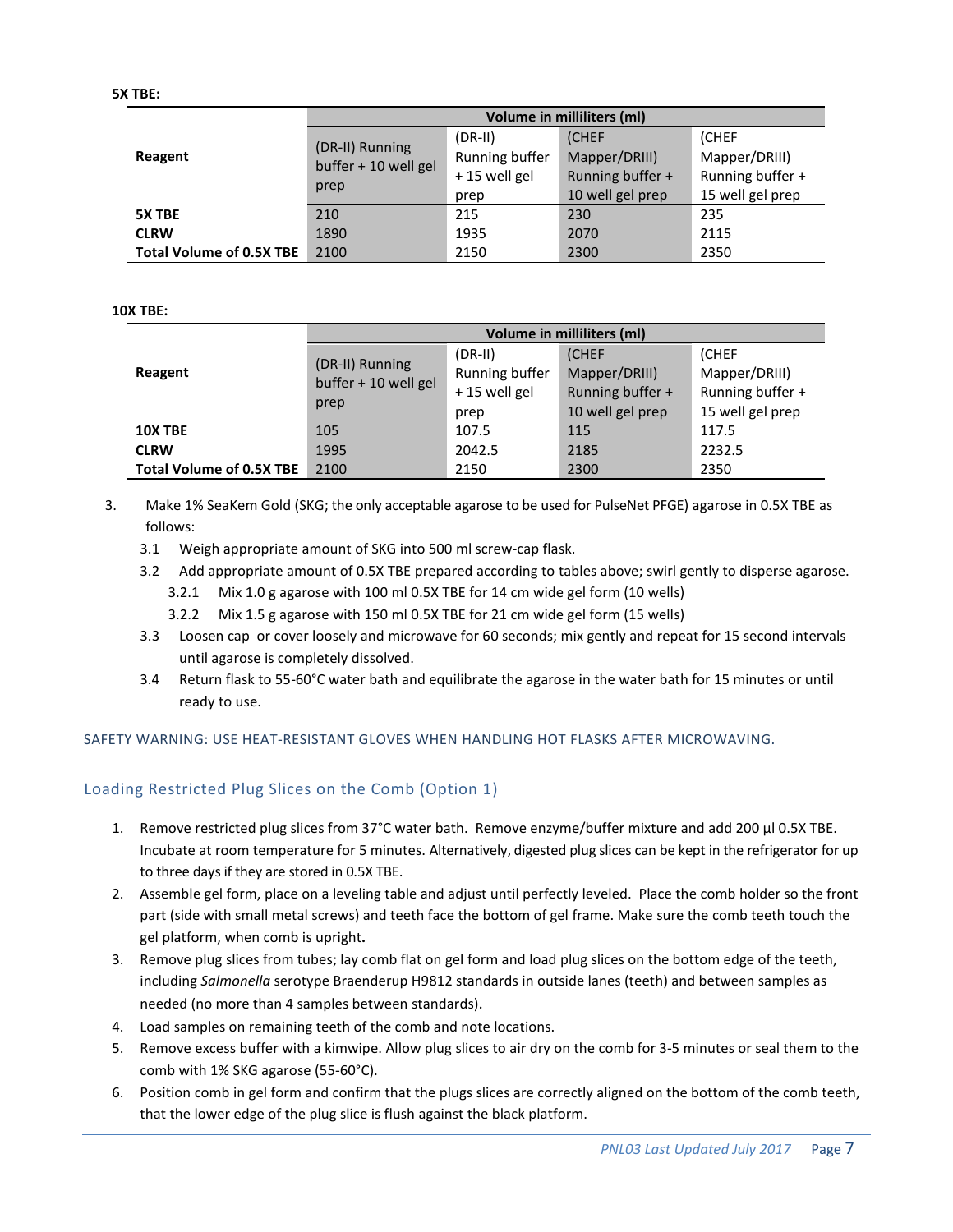**5X TBE:**

| Reagent | Volume in milliliters (ml) | | | |
|---|---|---|---|---|
| | (DR-II) Running buffer + 10 well gel prep | (DR-II) Running buffer + 15 well gel prep | (CHEF Mapper/DRIII) Running buffer + 10 well gel prep | (CHEF Mapper/DRIII) Running buffer + 15 well gel prep |
| **5X TBE** | 210 | 215 | 230 | 235 |
| **CLRW** | 1890 | 1935 | 2070 | 2115 |
| **Total Volume of 0.5X TBE** | 2100 | 2150 | 2300 | 2350 |

**10X TBE:**

| Reagent | Volume in milliliters (ml) | | | |
|---|---|---|---|---|
| | (DR-II) Running buffer + 10 well gel prep | (DR-II) Running buffer + 15 well gel prep | (CHEF Mapper/DRIII) Running buffer + 10 well gel prep | (CHEF Mapper/DRIII) Running buffer + 15 well gel prep |
| **10X TBE** | 105 | 107.5 | 115 | 117.5 |
| **CLRW** | 1995 | 2042.5 | 2185 | 2232.5 |
| **Total Volume of 0.5X TBE** | 2100 | 2150 | 2300 | 2350 |

3. Make 1% SeaKem Gold (SKG; the only acceptable agarose to be used for PulseNet PFGE) agarose in 0.5X TBE as follows:
   - 3.1 Weigh appropriate amount of SKG into 500 ml screw-cap flask.
   - 3.2 Add appropriate amount of 0.5X TBE prepared according to tables above; swirl gently to disperse agarose.
     - 3.2.1 Mix 1.0 g agarose with 100 ml 0.5X TBE for 14 cm wide gel form (10 wells)
     - 3.2.2 Mix 1.5 g agarose with 150 ml 0.5X TBE for 21 cm wide gel form (15 wells)
   - 3.3 Loosen cap or cover loosely and microwave for 60 seconds; mix gently and repeat for 15 second intervals until agarose is completely dissolved.
   - 3.4 Return flask to 55-60°C water bath and equilibrate the agarose in the water bath for 15 minutes or until ready to use.

SAFETY WARNING: USE HEAT-RESISTANT GLOVES WHEN HANDLING HOT FLASKS AFTER MICROWAVING.

## Loading Restricted Plug Slices on the Comb (Option 1)

1. Remove restricted plug slices from 37°C water bath. Remove enzyme/buffer mixture and add 200 µl 0.5X TBE. Incubate at room temperature for 5 minutes. Alternatively, digested plug slices can be kept in the refrigerator for up to three days if they are stored in 0.5X TBE.
2. Assemble gel form, place on a leveling table and adjust until perfectly leveled. Place the comb holder so the front part (side with small metal screws) and teeth face the bottom of gel frame. Make sure the comb teeth touch the gel platform, when comb is upright**.**
3. Remove plug slices from tubes; lay comb flat on gel form and load plug slices on the bottom edge of the teeth, including *Salmonella* serotype Braenderup H9812 standards in outside lanes (teeth) and between samples as needed (no more than 4 samples between standards).
4. Load samples on remaining teeth of the comb and note locations.
5. Remove excess buffer with a kimwipe. Allow plug slices to air dry on the comb for 3-5 minutes or seal them to the comb with 1% SKG agarose (55-60°C).
6. Position comb in gel form and confirm that the plugs slices are correctly aligned on the bottom of the comb teeth, that the lower edge of the plug slice is flush against the black platform.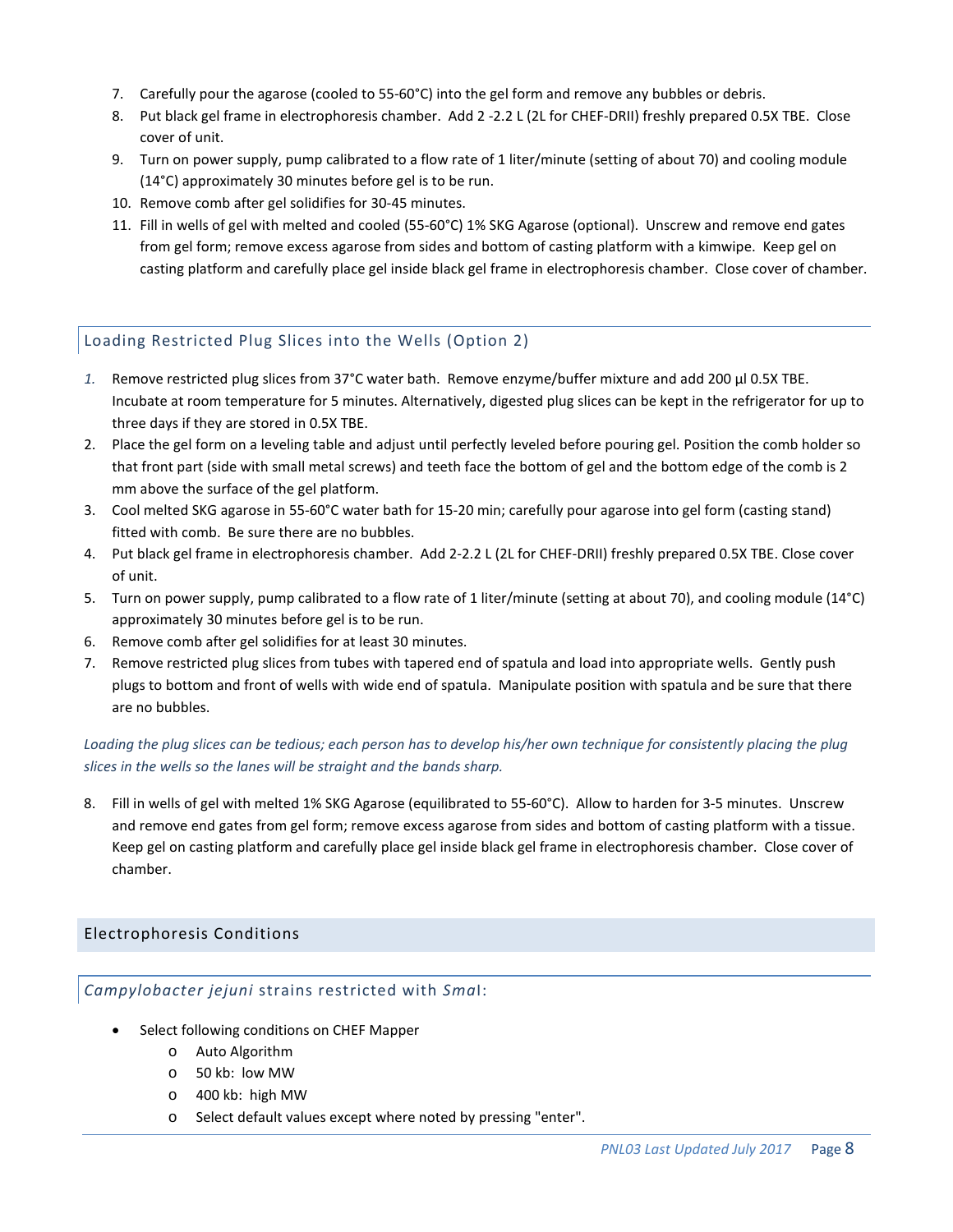7. Carefully pour the agarose (cooled to 55-60°C) into the gel form and remove any bubbles or debris.
8. Put black gel frame in electrophoresis chamber. Add 2 -2.2 L (2L for CHEF-DRII) freshly prepared 0.5X TBE. Close cover of unit.
9. Turn on power supply, pump calibrated to a flow rate of 1 liter/minute (setting of about 70) and cooling module (14°C) approximately 30 minutes before gel is to be run.
10. Remove comb after gel solidifies for 30-45 minutes.
11. Fill in wells of gel with melted and cooled (55-60°C) 1% SKG Agarose (optional). Unscrew and remove end gates from gel form; remove excess agarose from sides and bottom of casting platform with a kimwipe. Keep gel on casting platform and carefully place gel inside black gel frame in electrophoresis chamber. Close cover of chamber.

### Loading Restricted Plug Slices into the Wells (Option 2)

1. Remove restricted plug slices from 37°C water bath. Remove enzyme/buffer mixture and add 200 µl 0.5X TBE. Incubate at room temperature for 5 minutes. Alternatively, digested plug slices can be kept in the refrigerator for up to three days if they are stored in 0.5X TBE.
2. Place the gel form on a leveling table and adjust until perfectly leveled before pouring gel. Position the comb holder so that front part (side with small metal screws) and teeth face the bottom of gel and the bottom edge of the comb is 2 mm above the surface of the gel platform.
3. Cool melted SKG agarose in 55-60°C water bath for 15-20 min; carefully pour agarose into gel form (casting stand) fitted with comb. Be sure there are no bubbles.
4. Put black gel frame in electrophoresis chamber. Add 2-2.2 L (2L for CHEF-DRII) freshly prepared 0.5X TBE. Close cover of unit.
5. Turn on power supply, pump calibrated to a flow rate of 1 liter/minute (setting at about 70), and cooling module (14°C) approximately 30 minutes before gel is to be run.
6. Remove comb after gel solidifies for at least 30 minutes.
7. Remove restricted plug slices from tubes with tapered end of spatula and load into appropriate wells. Gently push plugs to bottom and front of wells with wide end of spatula. Manipulate position with spatula and be sure that there are no bubbles.

*Loading the plug slices can be tedious; each person has to develop his/her own technique for consistently placing the plug slices in the wells so the lanes will be straight and the bands sharp.*

8. Fill in wells of gel with melted 1% SKG Agarose (equilibrated to 55-60°C). Allow to harden for 3-5 minutes. Unscrew and remove end gates from gel form; remove excess agarose from sides and bottom of casting platform with a tissue. Keep gel on casting platform and carefully place gel inside black gel frame in electrophoresis chamber. Close cover of chamber.

## Electrophoresis Conditions

### *Campylobacter jejuni* strains restricted with *Sma*I:

- Select following conditions on CHEF Mapper
  - Auto Algorithm
  - 50 kb: low MW
  - 400 kb: high MW
  - Select default values except where noted by pressing "enter".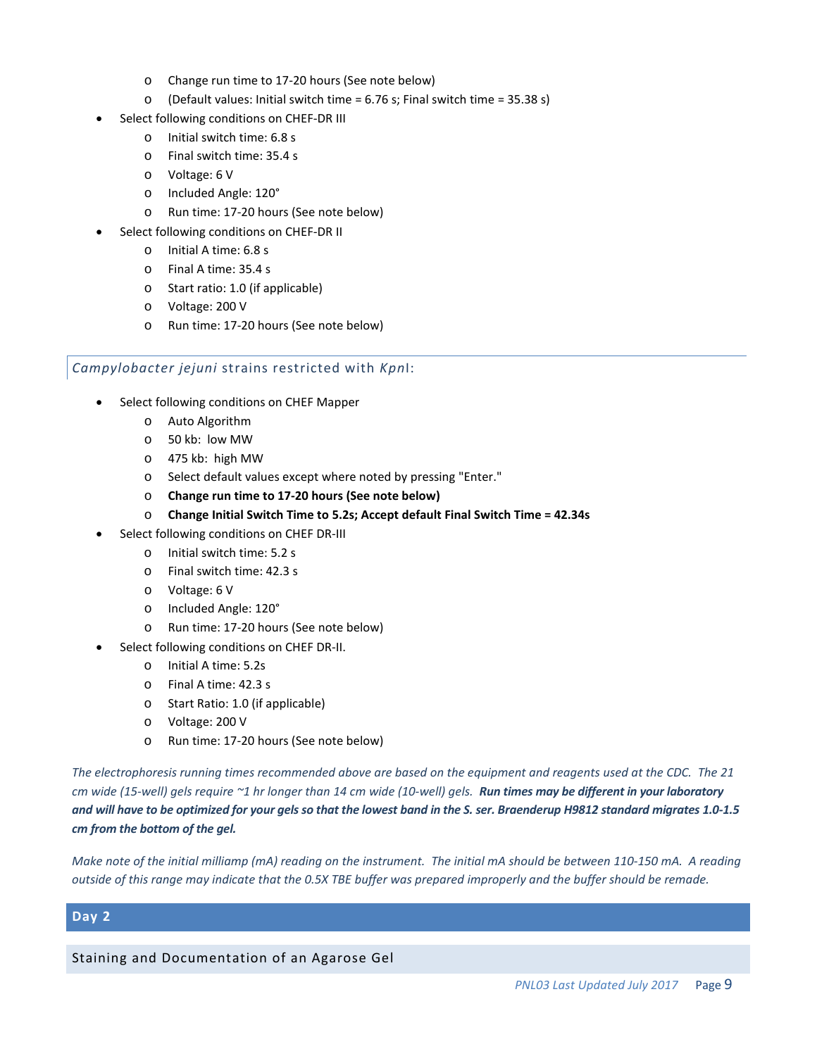- Change run time to 17-20 hours (See note below)
  - (Default values: Initial switch time = 6.76 s; Final switch time = 35.38 s)
- Select following conditions on CHEF-DR III
  - Initial switch time: 6.8 s
  - Final switch time: 35.4 s
  - Voltage: 6 V
  - Included Angle: 120°
  - Run time: 17-20 hours (See note below)
- Select following conditions on CHEF-DR II
  - Initial A time: 6.8 s
  - Final A time: 35.4 s
  - Start ratio: 1.0 (if applicable)
  - Voltage: 200 V
  - Run time: 17-20 hours (See note below)

### *Campylobacter jejuni* strains restricted with *Kpn*I:

- Select following conditions on CHEF Mapper
  - Auto Algorithm
  - 50 kb: low MW
  - 475 kb: high MW
  - Select default values except where noted by pressing "Enter."
  - **Change run time to 17-20 hours (See note below)**
  - **Change Initial Switch Time to 5.2s; Accept default Final Switch Time = 42.34s**
- Select following conditions on CHEF DR-III
  - Initial switch time: 5.2 s
  - Final switch time: 42.3 s
  - Voltage: 6 V
  - Included Angle: 120°
  - Run time: 17-20 hours (See note below)
- Select following conditions on CHEF DR-II.
  - Initial A time: 5.2s
  - Final A time: 42.3 s
  - Start Ratio: 1.0 (if applicable)
  - Voltage: 200 V
  - Run time: 17-20 hours (See note below)

*The electrophoresis running times recommended above are based on the equipment and reagents used at the CDC. The 21 cm wide (15-well) gels require ~1 hr longer than 14 cm wide (10-well) gels.* ***Run times may be different in your laboratory and will have to be optimized for your gels so that the lowest band in the S. ser. Braenderup H9812 standard migrates 1.0-1.5 cm from the bottom of the gel.***

*Make note of the initial milliamp (mA) reading on the instrument. The initial mA should be between 110-150 mA. A reading outside of this range may indicate that the 0.5X TBE buffer was prepared improperly and the buffer should be remade.*

## Day 2

### Staining and Documentation of an Agarose Gel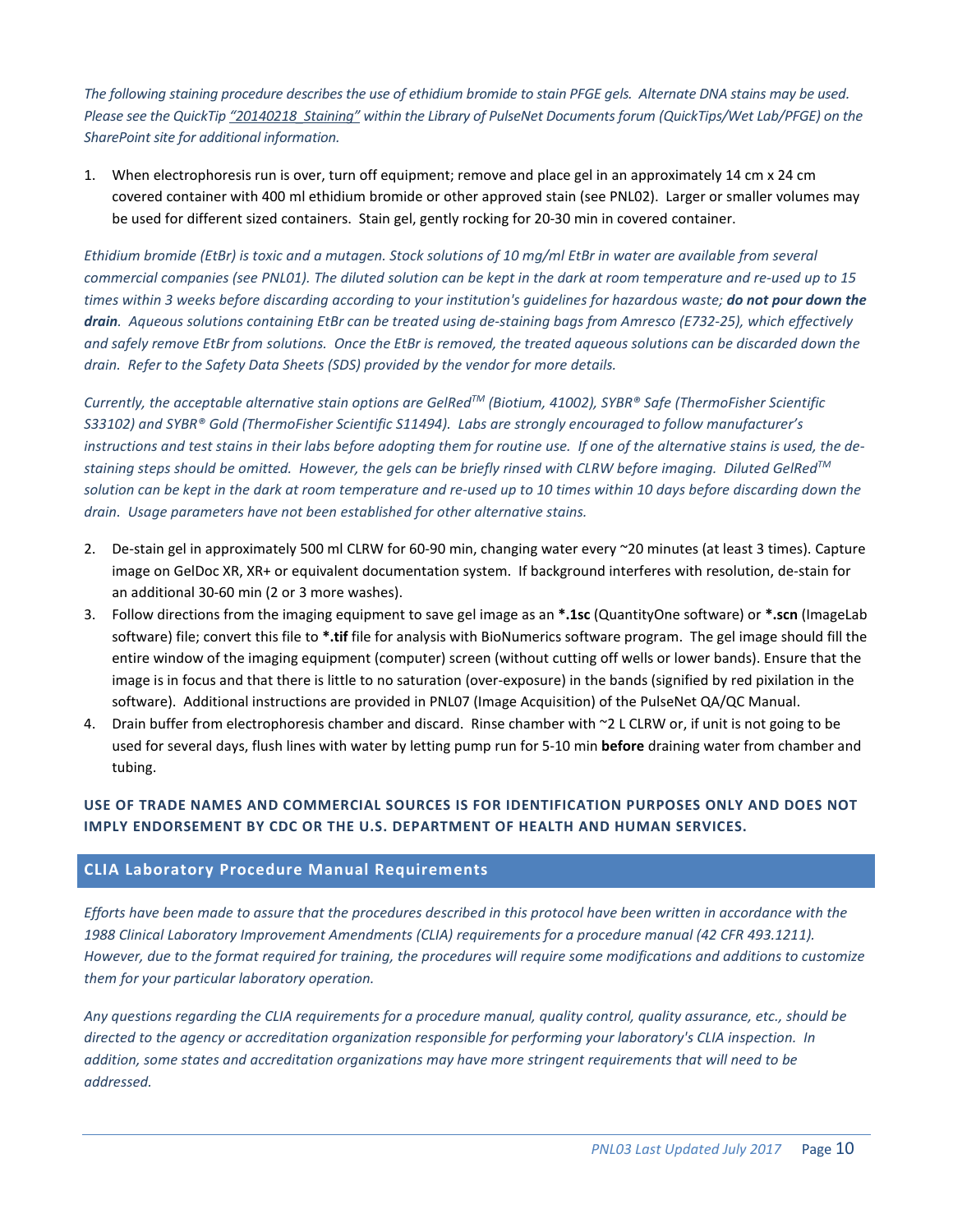*The following staining procedure describes the use of ethidium bromide to stain PFGE gels. Alternate DNA stains may be used. Please see the QuickTip "20140218_Staining" within the Library of PulseNet Documents forum (QuickTips/Wet Lab/PFGE) on the SharePoint site for additional information.*

1. When electrophoresis run is over, turn off equipment; remove and place gel in an approximately 14 cm x 24 cm covered container with 400 ml ethidium bromide or other approved stain (see PNL02). Larger or smaller volumes may be used for different sized containers. Stain gel, gently rocking for 20-30 min in covered container.

*Ethidium bromide (EtBr) is toxic and a mutagen. Stock solutions of 10 mg/ml EtBr in water are available from several commercial companies (see PNL01). The diluted solution can be kept in the dark at room temperature and re-used up to 15 times within 3 weeks before discarding according to your institution's guidelines for hazardous waste;* ***do not pour down the drain****. Aqueous solutions containing EtBr can be treated using de-staining bags from Amresco (E732-25), which effectively and safely remove EtBr from solutions. Once the EtBr is removed, the treated aqueous solutions can be discarded down the drain. Refer to the Safety Data Sheets (SDS) provided by the vendor for more details.*

*Currently, the acceptable alternative stain options are GelRed™ (Biotium, 41002), SYBR® Safe (ThermoFisher Scientific S33102) and SYBR® Gold (ThermoFisher Scientific S11494). Labs are strongly encouraged to follow manufacturer's instructions and test stains in their labs before adopting them for routine use. If one of the alternative stains is used, the de-staining steps should be omitted. However, the gels can be briefly rinsed with CLRW before imaging. Diluted GelRed™ solution can be kept in the dark at room temperature and re-used up to 10 times within 10 days before discarding down the drain. Usage parameters have not been established for other alternative stains.*

2. De-stain gel in approximately 500 ml CLRW for 60-90 min, changing water every ~20 minutes (at least 3 times). Capture image on GelDoc XR, XR+ or equivalent documentation system. If background interferes with resolution, de-stain for an additional 30-60 min (2 or 3 more washes).
3. Follow directions from the imaging equipment to save gel image as an **\*.1sc** (QuantityOne software) or **\*.scn** (ImageLab software) file; convert this file to **\*.tif** file for analysis with BioNumerics software program. The gel image should fill the entire window of the imaging equipment (computer) screen (without cutting off wells or lower bands). Ensure that the image is in focus and that there is little to no saturation (over-exposure) in the bands (signified by red pixilation in the software). Additional instructions are provided in PNL07 (Image Acquisition) of the PulseNet QA/QC Manual.
4. Drain buffer from electrophoresis chamber and discard. Rinse chamber with ~2 L CLRW or, if unit is not going to be used for several days, flush lines with water by letting pump run for 5-10 min **before** draining water from chamber and tubing.

**USE OF TRADE NAMES AND COMMERCIAL SOURCES IS FOR IDENTIFICATION PURPOSES ONLY AND DOES NOT IMPLY ENDORSEMENT BY CDC OR THE U.S. DEPARTMENT OF HEALTH AND HUMAN SERVICES.**

## CLIA Laboratory Procedure Manual Requirements

*Efforts have been made to assure that the procedures described in this protocol have been written in accordance with the 1988 Clinical Laboratory Improvement Amendments (CLIA) requirements for a procedure manual (42 CFR 493.1211). However, due to the format required for training, the procedures will require some modifications and additions to customize them for your particular laboratory operation.*

*Any questions regarding the CLIA requirements for a procedure manual, quality control, quality assurance, etc., should be directed to the agency or accreditation organization responsible for performing your laboratory's CLIA inspection. In addition, some states and accreditation organizations may have more stringent requirements that will need to be addressed.*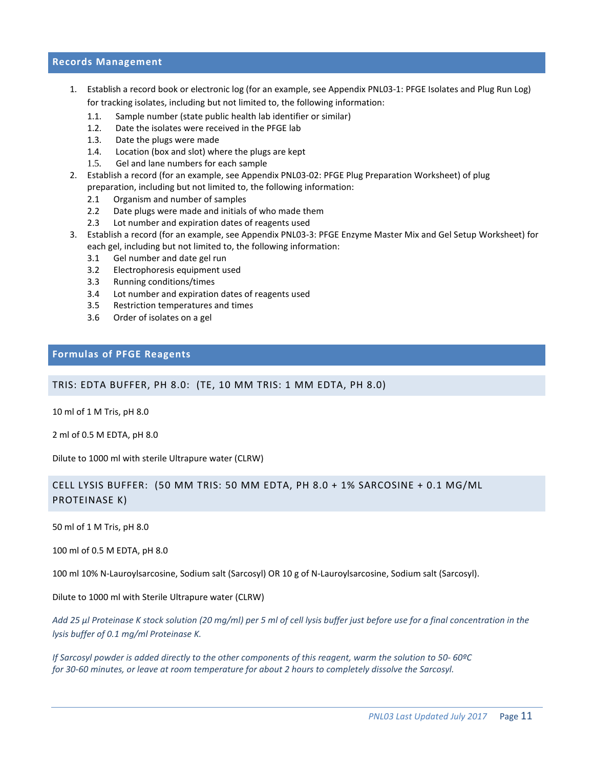## Records Management

1. Establish a record book or electronic log (for an example, see Appendix PNL03-1: PFGE Isolates and Plug Run Log) for tracking isolates, including but not limited to, the following information:
   1.1. Sample number (state public health lab identifier or similar)
   1.2. Date the isolates were received in the PFGE lab
   1.3. Date the plugs were made
   1.4. Location (box and slot) where the plugs are kept
   1.5. Gel and lane numbers for each sample
2. Establish a record (for an example, see Appendix PNL03-02: PFGE Plug Preparation Worksheet) of plug preparation, including but not limited to, the following information:
   2.1 Organism and number of samples
   2.2 Date plugs were made and initials of who made them
   2.3 Lot number and expiration dates of reagents used
3. Establish a record (for an example, see Appendix PNL03-3: PFGE Enzyme Master Mix and Gel Setup Worksheet) for each gel, including but not limited to, the following information:
   3.1 Gel number and date gel run
   3.2 Electrophoresis equipment used
   3.3 Running conditions/times
   3.4 Lot number and expiration dates of reagents used
   3.5 Restriction temperatures and times
   3.6 Order of isolates on a gel

## Formulas of PFGE Reagents

### TRIS: EDTA BUFFER, PH 8.0: (TE, 10 MM TRIS: 1 MM EDTA, PH 8.0)

10 ml of 1 M Tris, pH 8.0

2 ml of 0.5 M EDTA, pH 8.0

Dilute to 1000 ml with sterile Ultrapure water (CLRW)

### CELL LYSIS BUFFER: (50 MM TRIS: 50 MM EDTA, PH 8.0 + 1% SARCOSINE + 0.1 MG/ML PROTEINASE K)

50 ml of 1 M Tris, pH 8.0

100 ml of 0.5 M EDTA, pH 8.0

100 ml 10% N-Lauroylsarcosine, Sodium salt (Sarcosyl) OR 10 g of N-Lauroylsarcosine, Sodium salt (Sarcosyl).

Dilute to 1000 ml with Sterile Ultrapure water (CLRW)

*Add 25 µl Proteinase K stock solution (20 mg/ml) per 5 ml of cell lysis buffer just before use for a final concentration in the lysis buffer of 0.1 mg/ml Proteinase K.*

*If Sarcosyl powder is added directly to the other components of this reagent, warm the solution to 50- 60ºC for 30-60 minutes, or leave at room temperature for about 2 hours to completely dissolve the Sarcosyl.*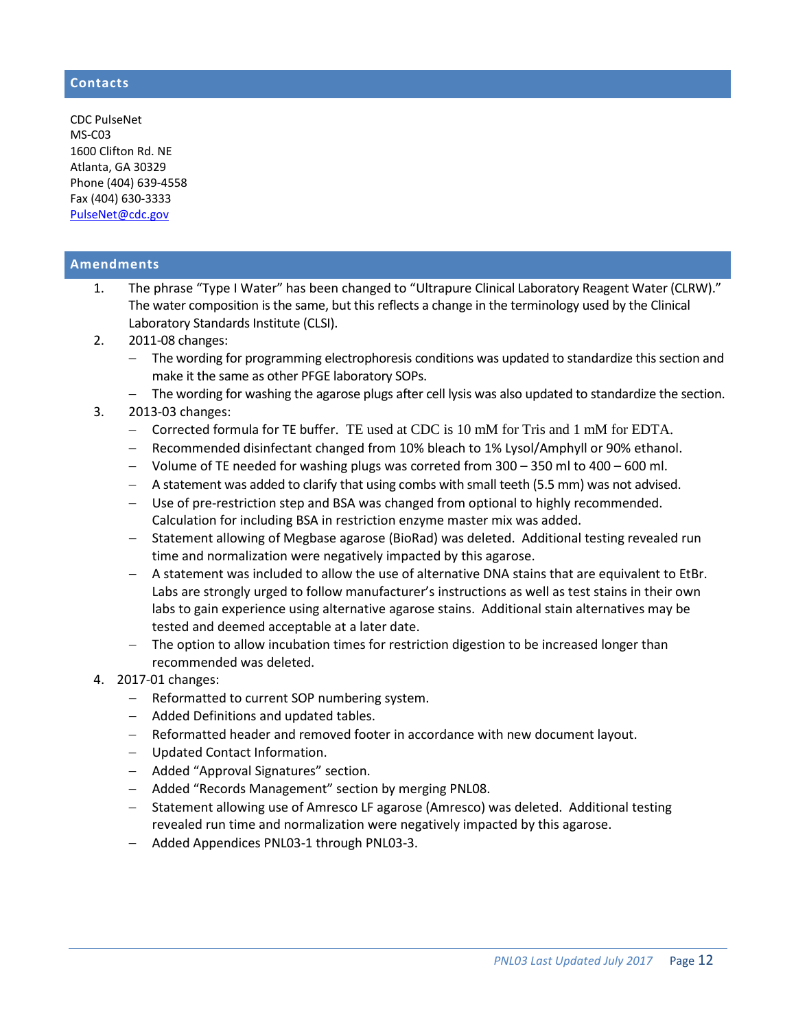## Contacts

CDC PulseNet
MS-C03
1600 Clifton Rd. NE
Atlanta, GA 30329
Phone (404) 639-4558
Fax (404) 630-3333
PulseNet@cdc.gov

## Amendments

1. The phrase "Type I Water" has been changed to "Ultrapure Clinical Laboratory Reagent Water (CLRW)." The water composition is the same, but this reflects a change in the terminology used by the Clinical Laboratory Standards Institute (CLSI).
2. 2011-08 changes:
   - The wording for programming electrophoresis conditions was updated to standardize this section and make it the same as other PFGE laboratory SOPs.
   - The wording for washing the agarose plugs after cell lysis was also updated to standardize the section.
3. 2013-03 changes:
   - Corrected formula for TE buffer. TE used at CDC is 10 mM for Tris and 1 mM for EDTA.
   - Recommended disinfectant changed from 10% bleach to 1% Lysol/Amphyll or 90% ethanol.
   - Volume of TE needed for washing plugs was correted from 300 – 350 ml to 400 – 600 ml.
   - A statement was added to clarify that using combs with small teeth (5.5 mm) was not advised.
   - Use of pre-restriction step and BSA was changed from optional to highly recommended. Calculation for including BSA in restriction enzyme master mix was added.
   - Statement allowing of Megbase agarose (BioRad) was deleted. Additional testing revealed run time and normalization were negatively impacted by this agarose.
   - A statement was included to allow the use of alternative DNA stains that are equivalent to EtBr. Labs are strongly urged to follow manufacturer's instructions as well as test stains in their own labs to gain experience using alternative agarose stains. Additional stain alternatives may be tested and deemed acceptable at a later date.
   - The option to allow incubation times for restriction digestion to be increased longer than recommended was deleted.
4. 2017-01 changes:
   - Reformatted to current SOP numbering system.
   - Added Definitions and updated tables.
   - Reformatted header and removed footer in accordance with new document layout.
   - Updated Contact Information.
   - Added "Approval Signatures" section.
   - Added "Records Management" section by merging PNL08.
   - Statement allowing use of Amresco LF agarose (Amresco) was deleted. Additional testing revealed run time and normalization were negatively impacted by this agarose.
   - Added Appendices PNL03-1 through PNL03-3.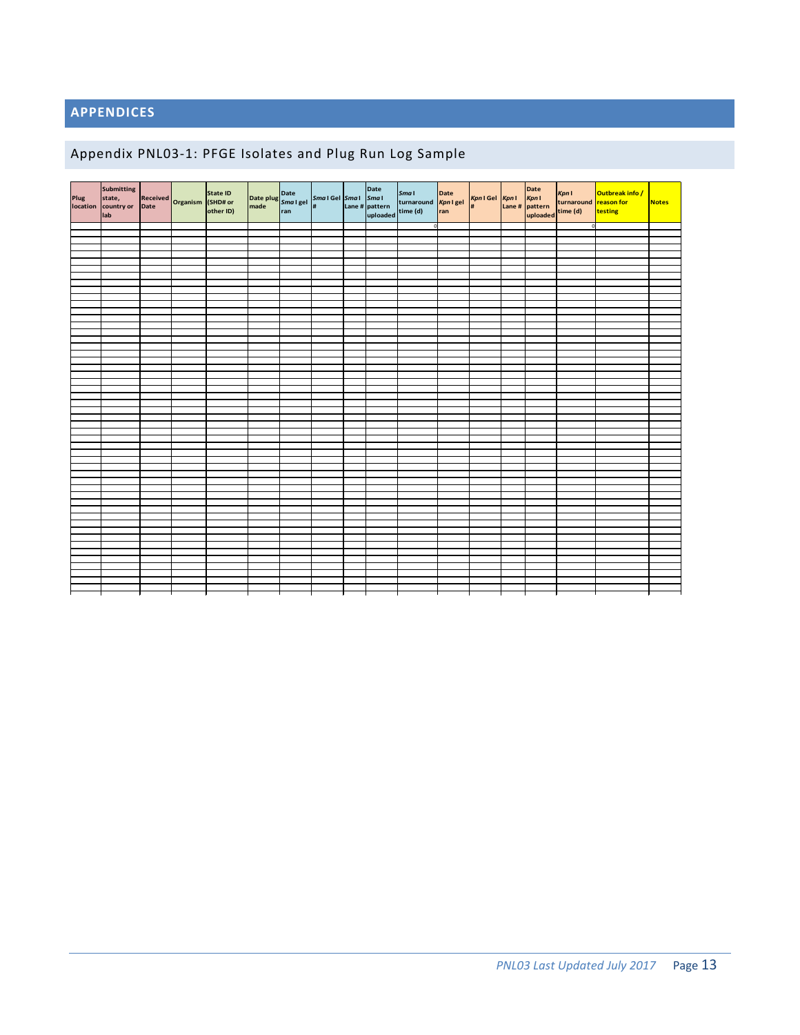# APPENDICES

## Appendix PNL03-1: PFGE Isolates and Plug Run Log Sample

| Plug location | Submitting state, country or lab | Received Date | Organism | State ID (SHD# or other ID) | Date plug made | Date *Sma* I gel ran | *Sma* I Gel # | *Sma* I Lane # | Date *Sma* I pattern uploaded | *Sma* I turnaround time (d) | Date *Kpn* I gel ran | *Kpn* I Gel # | *Kpn* I Lane # | Date *Kpn* I pattern uploaded | *Kpn* I turnaround time (d) | Outbreak info / reason for testing | Notes |
|---|---|---|---|---|---|---|---|---|---|---|---|---|---|---|---|---|---|
| | | | | | | | | | | 0 | | | | | 0 | | |
| | | | | | | | | | | | | | | | | | |
| | | | | | | | | | | | | | | | | | |
| | | | | | | | | | | | | | | | | | |
| | | | | | | | | | | | | | | | | | |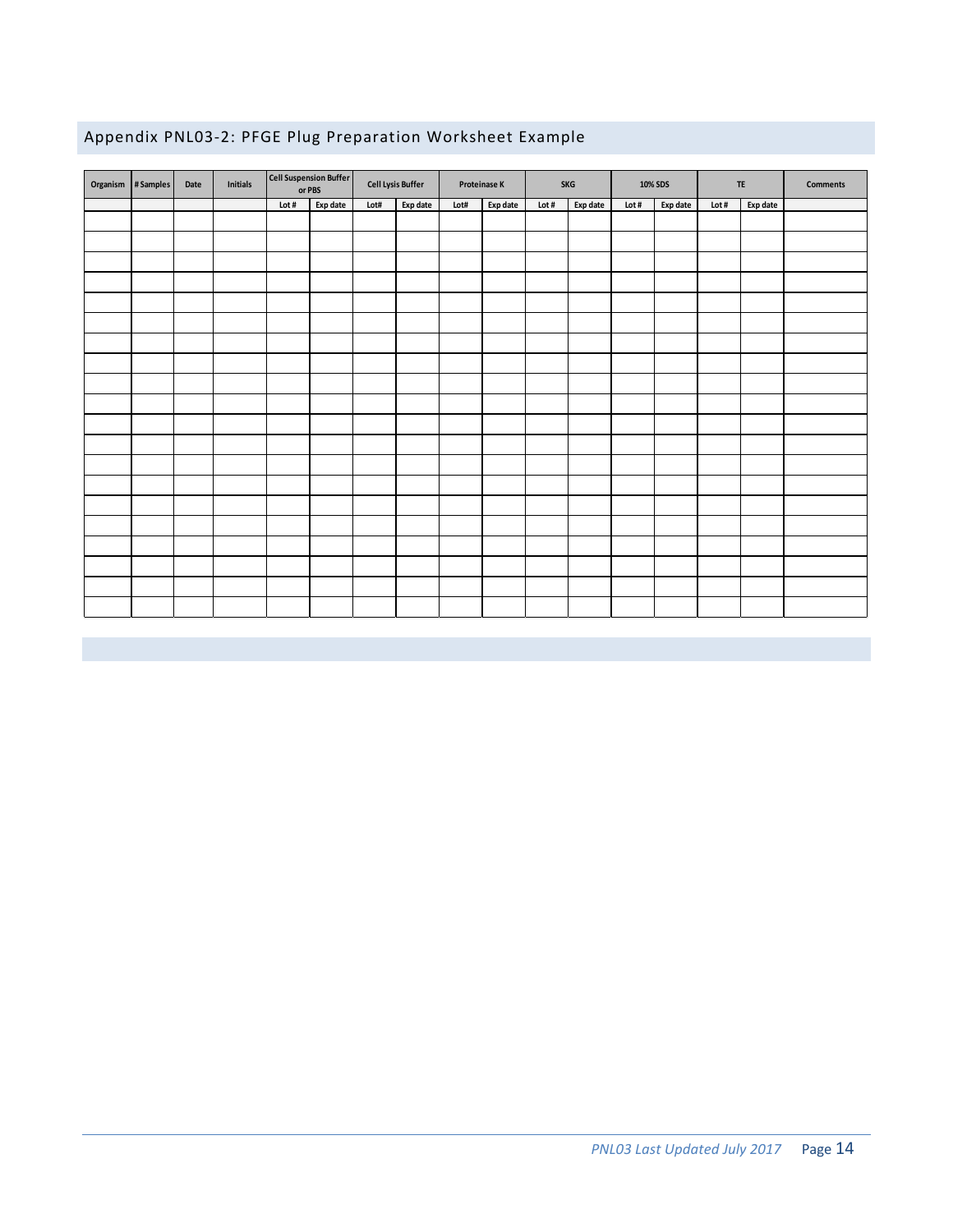## Appendix PNL03-2: PFGE Plug Preparation Worksheet Example

| Organism | # Samples | Date | Initials | Cell Suspension Buffer or PBS | | Cell Lysis Buffer | | Proteinase K | | SKG | | 10% SDS | | TE | | Comments |
|---|---|---|---|---|---|---|---|---|---|---|---|---|---|---|---|---|
| | | | | Lot # | Exp date | Lot# | Exp date | Lot# | Exp date | Lot # | Exp date | Lot # | Exp date | Lot # | Exp date | |
| | | | | | | | | | | | | | | | | |
| | | | | | | | | | | | | | | | | |
| | | | | | | | | | | | | | | | | |
| | | | | | | | | | | | | | | | | |
| | | | | | | | | | | | | | | | | |
| | | | | | | | | | | | | | | | | |
| | | | | | | | | | | | | | | | | |
| | | | | | | | | | | | | | | | | |
| | | | | | | | | | | | | | | | | |
| | | | | | | | | | | | | | | | | |
| | | | | | | | | | | | | | | | | |
| | | | | | | | | | | | | | | | | |
| | | | | | | | | | | | | | | | | |
| | | | | | | | | | | | | | | | | |
| | | | | | | | | | | | | | | | | |
| | | | | | | | | | | | | | | | | |
| | | | | | | | | | | | | | | | | |
| | | | | | | | | | | | | | | | | |
| | | | | | | | | | | | | | | | | |
| | | | | | | | | | | | | | | | | |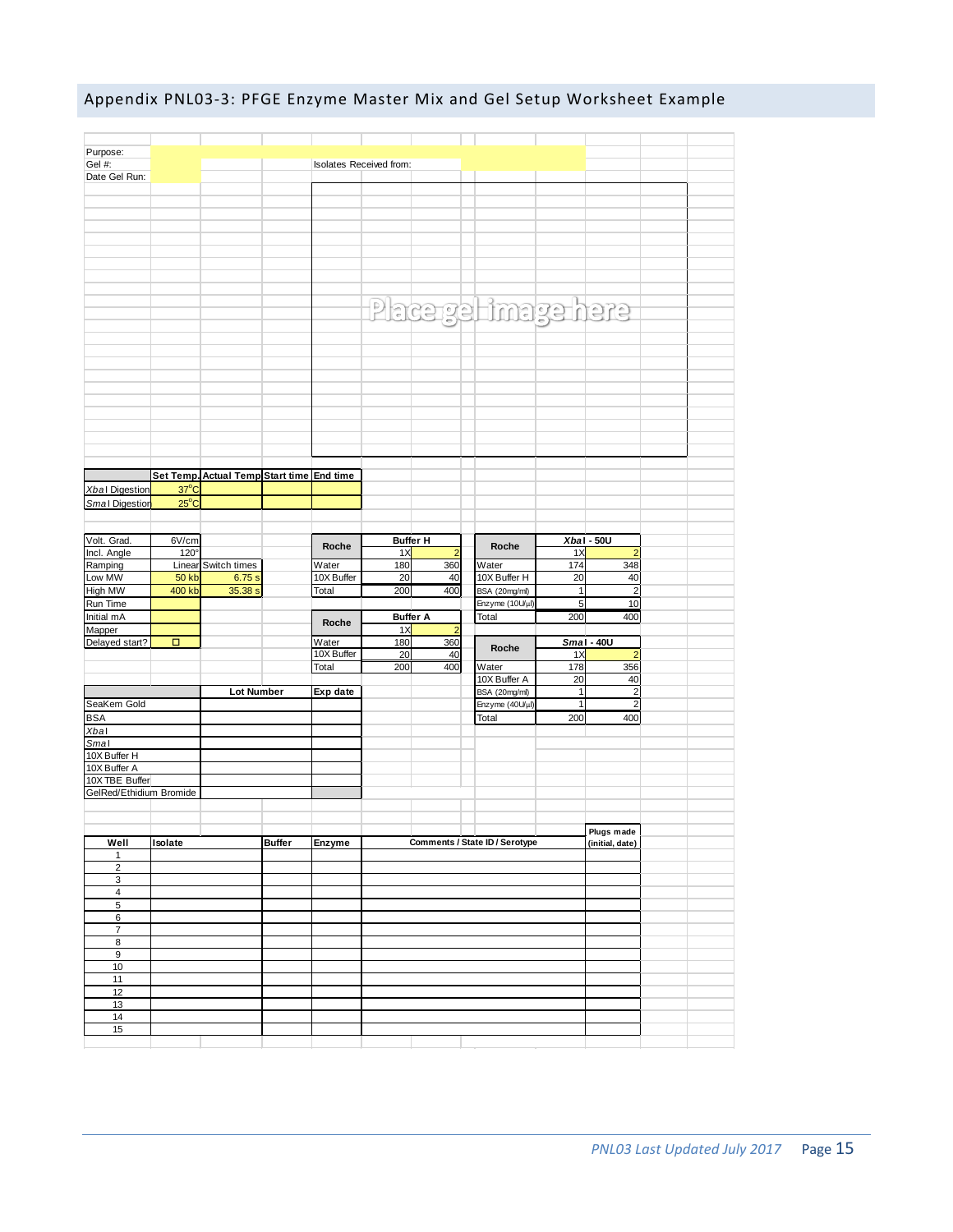## Appendix PNL03-3: PFGE Enzyme Master Mix and Gel Setup Worksheet Example

Purpose:

Gel #: Isolates Received from:

Date Gel Run:

Place gel image here

| | Set Temp. | Actual Temp | Start time | End time |
|---|---|---|---|---|
| *Xba*I Digestion | 37°C | | | |
| *Sma*I Digestion | 25°C | | | |

| | | |
|---|---|---|
| Volt. Grad. | 6V/cm | |
| Incl. Angle | 120° | |
| Ramping | Linear | Switch times |
| Low MW | 50 kb | 6.75 s |
| High MW | 400 kb | 35.38 s |
| Run Time | | |
| Initial mA | | |
| Mapper | | |
| Delayed start? | ☐ | |

| Roche | Buffer H | |
|---|---|---|
| | 1X | 2 |
| Water | 180 | 360 |
| 10X Buffer | 20 | 40 |
| Total | 200 | 400 |

| Roche | Buffer A | |
|---|---|---|
| | 1X | 2 |
| Water | 180 | 360 |
| 10X Buffer | 20 | 40 |
| Total | 200 | 400 |

| Roche | *Xba*I - 50U | |
|---|---|---|
| | 1X | 2 |
| Water | 174 | 348 |
| 10X Buffer H | 20 | 40 |
| BSA (20mg/ml) | 1 | 2 |
| Enzyme (10U/µl) | 5 | 10 |
| Total | 200 | 400 |

| Roche | *Sma*I - 40U | |
|---|---|---|
| | 1X | 2 |
| Water | 178 | 356 |
| 10X Buffer A | 20 | 40 |
| BSA (20mg/ml) | 1 | 2 |
| Enzyme (40U/µl) | 1 | 2 |
| Total | 200 | 400 |

| | Lot Number | Exp date |
|---|---|---|
| SeaKem Gold | | |
| BSA | | |
| *Xba*I | | |
| *Sma*I | | |
| 10X Buffer H | | |
| 10X Buffer A | | |
| 10X TBE Buffer | | |
| GelRed/Ethidium Bromide | | |

| Well | Isolate | Buffer | Enzyme | Comments / State ID / Serotype | Plugs made (initial, date) |
|---|---|---|---|---|---|
| 1 | | | | | |
| 2 | | | | | |
| 3 | | | | | |
| 4 | | | | | |
| 5 | | | | | |
| 6 | | | | | |
| 7 | | | | | |
| 8 | | | | | |
| 9 | | | | | |
| 10 | | | | | |
| 11 | | | | | |
| 12 | | | | | |
| 13 | | | | | |
| 14 | | | | | |
| 15 | | | | | |